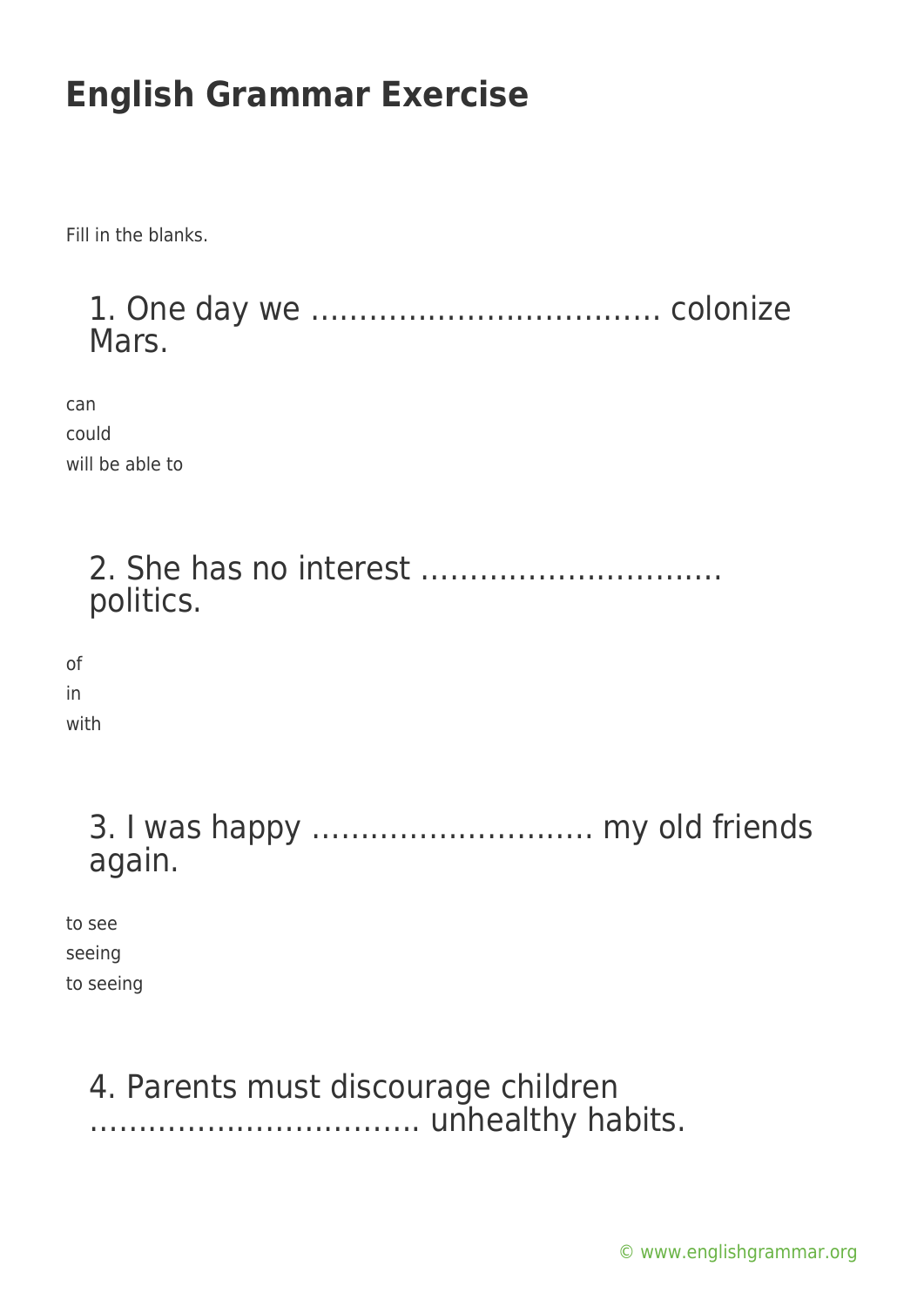# English Grammar Exercise

Fill in the blanks.

## 1. One day we ……………………………… colonize Mars.

can
could
will be able to

## 2. She has no interest ………………………… politics.

of
in
with

## 3. I was happy ……………………….. my old friends again.

to see
seeing
to seeing

## 4. Parents must discourage children …………………………… unhealthy habits.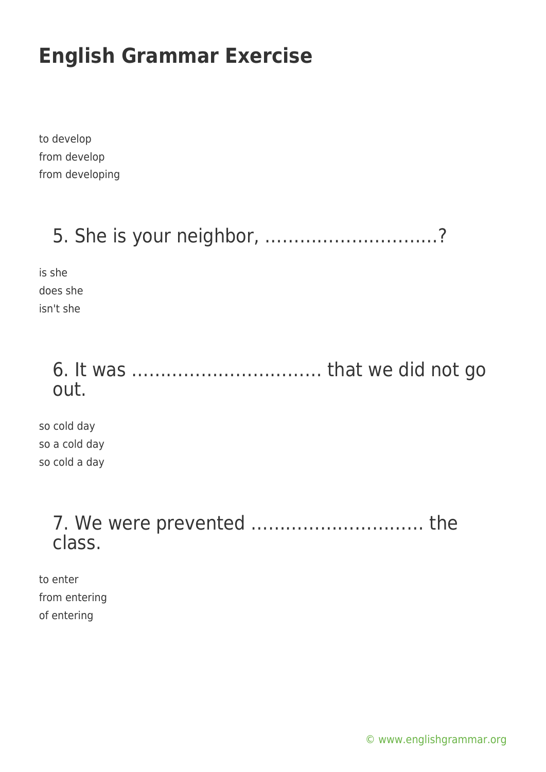to develop
from develop
from developing

## 5. She is your neighbor, ..............................?

is she
does she
isn't she

## 6. It was ................................. that we did not go out.

so cold day
so a cold day
so cold a day

## 7. We were prevented .............................. the class.

to enter
from entering
of entering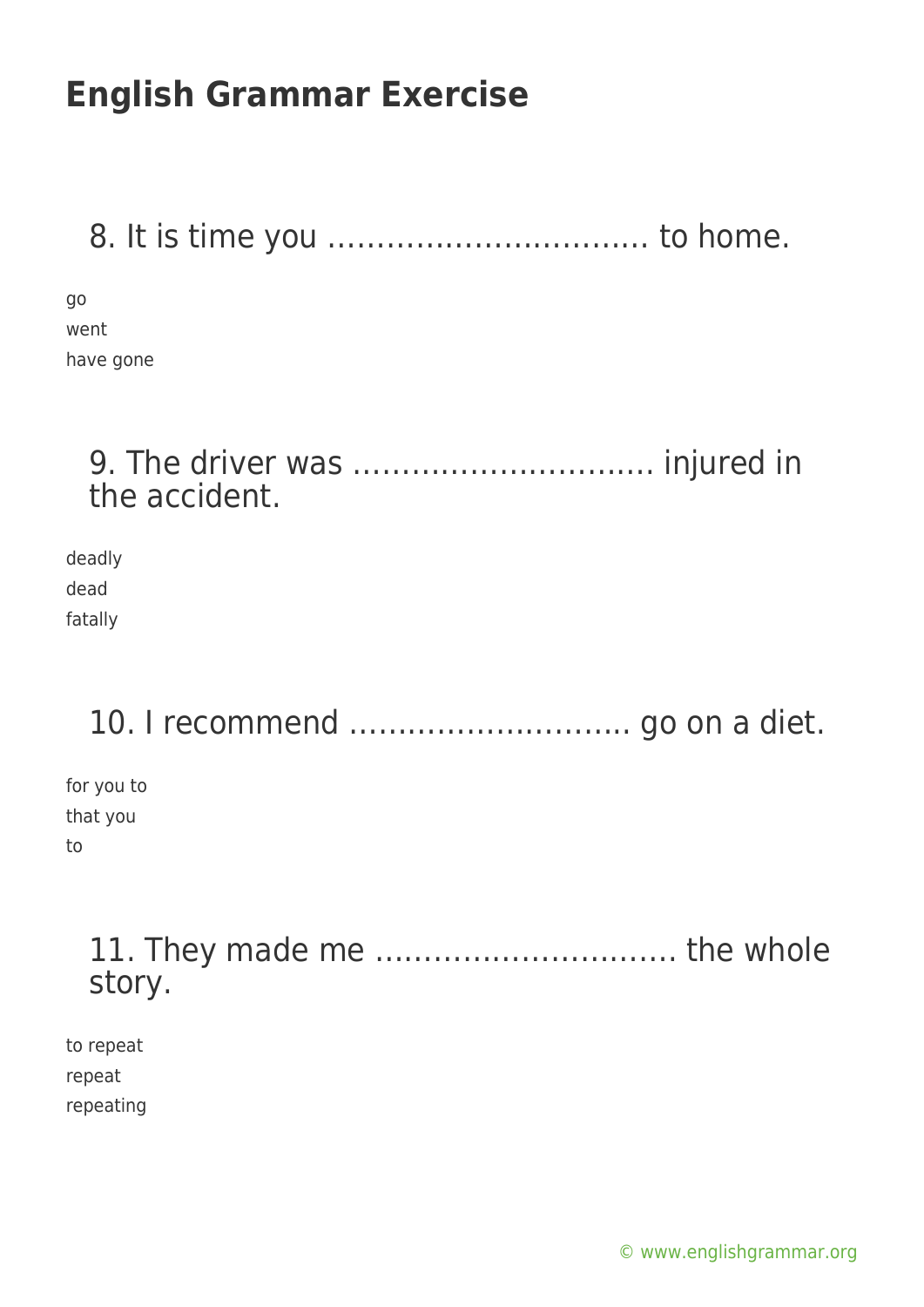# English Grammar Exercise

## 8. It is time you …………………………… to home.

go
went
have gone

## 9. The driver was …………………………. injured in the accident.

deadly
dead
fatally

## 10. I recommend ……………………….. go on a diet.

for you to
that you
to

## 11. They made me …………………………. the whole story.

to repeat
repeat
repeating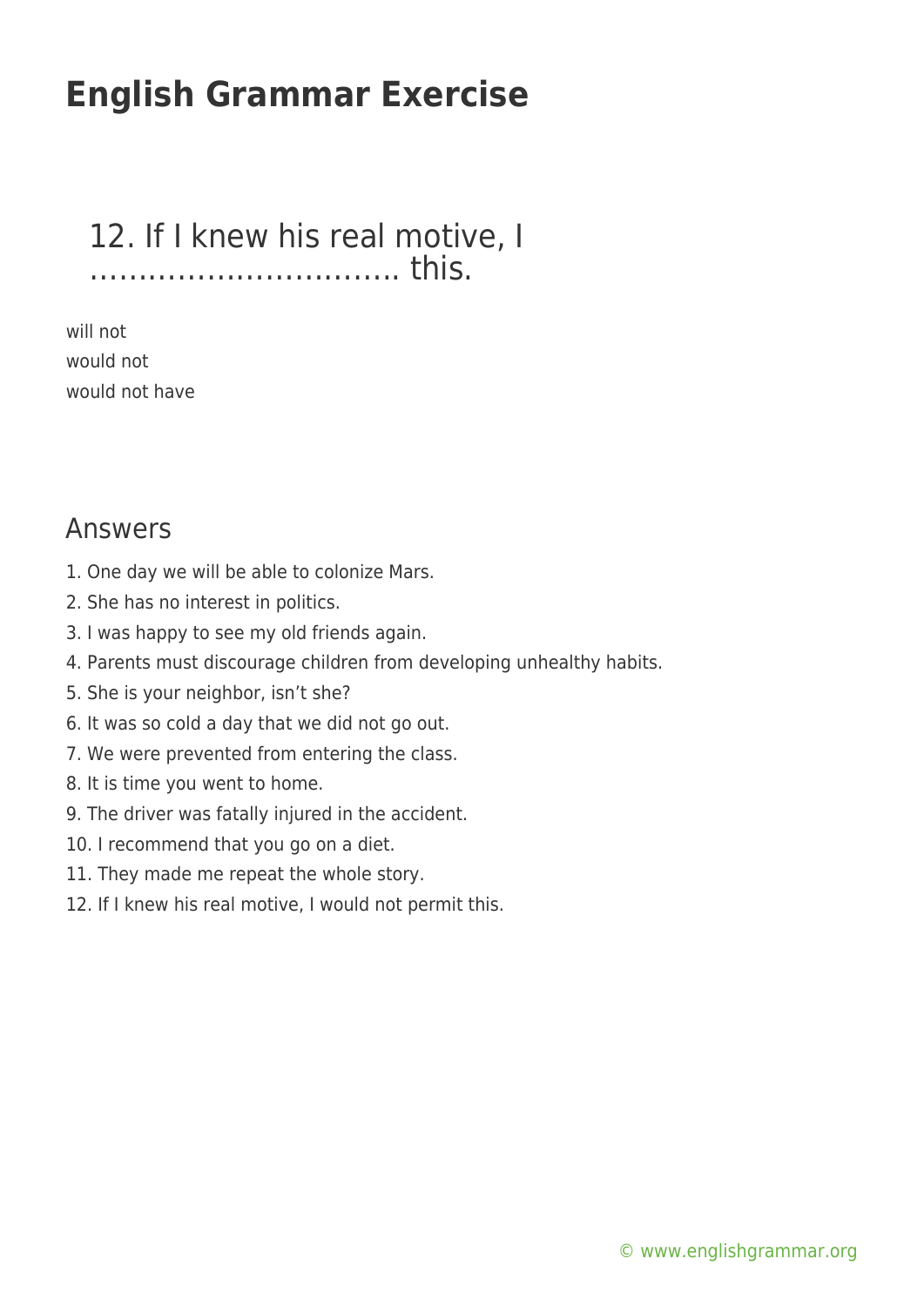# English Grammar Exercise

## 12. If I knew his real motive, I …………………………. this.

will not
would not
would not have

## Answers

1. One day we will be able to colonize Mars.
2. She has no interest in politics.
3. I was happy to see my old friends again.
4. Parents must discourage children from developing unhealthy habits.
5. She is your neighbor, isn't she?
6. It was so cold a day that we did not go out.
7. We were prevented from entering the class.
8. It is time you went to home.
9. The driver was fatally injured in the accident.
10. I recommend that you go on a diet.
11. They made me repeat the whole story.
12. If I knew his real motive, I would not permit this.

© www.englishgrammar.org